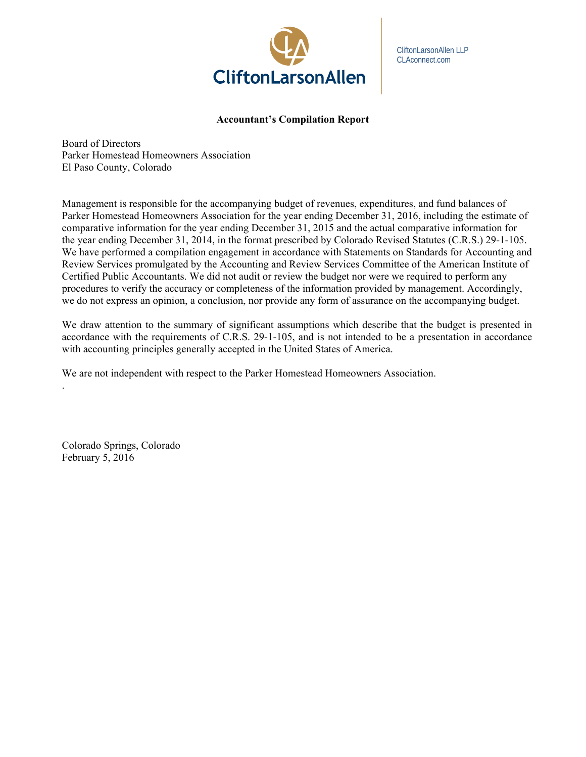CliftonLarsonAllen

CliftonLarsonAllen LLP
CLAconnect.com

**Accountant's Compilation Report**

Board of Directors
Parker Homestead Homeowners Association
El Paso County, Colorado

Management is responsible for the accompanying budget of revenues, expenditures, and fund balances of Parker Homestead Homeowners Association for the year ending December 31, 2016, including the estimate of comparative information for the year ending December 31, 2015 and the actual comparative information for the year ending December 31, 2014, in the format prescribed by Colorado Revised Statutes (C.R.S.) 29-1-105. We have performed a compilation engagement in accordance with Statements on Standards for Accounting and Review Services promulgated by the Accounting and Review Services Committee of the American Institute of Certified Public Accountants. We did not audit or review the budget nor were we required to perform any procedures to verify the accuracy or completeness of the information provided by management. Accordingly, we do not express an opinion, a conclusion, nor provide any form of assurance on the accompanying budget.

We draw attention to the summary of significant assumptions which describe that the budget is presented in accordance with the requirements of C.R.S. 29-1-105, and is not intended to be a presentation in accordance with accounting principles generally accepted in the United States of America.

We are not independent with respect to the Parker Homestead Homeowners Association.

.

Colorado Springs, Colorado
February 5, 2016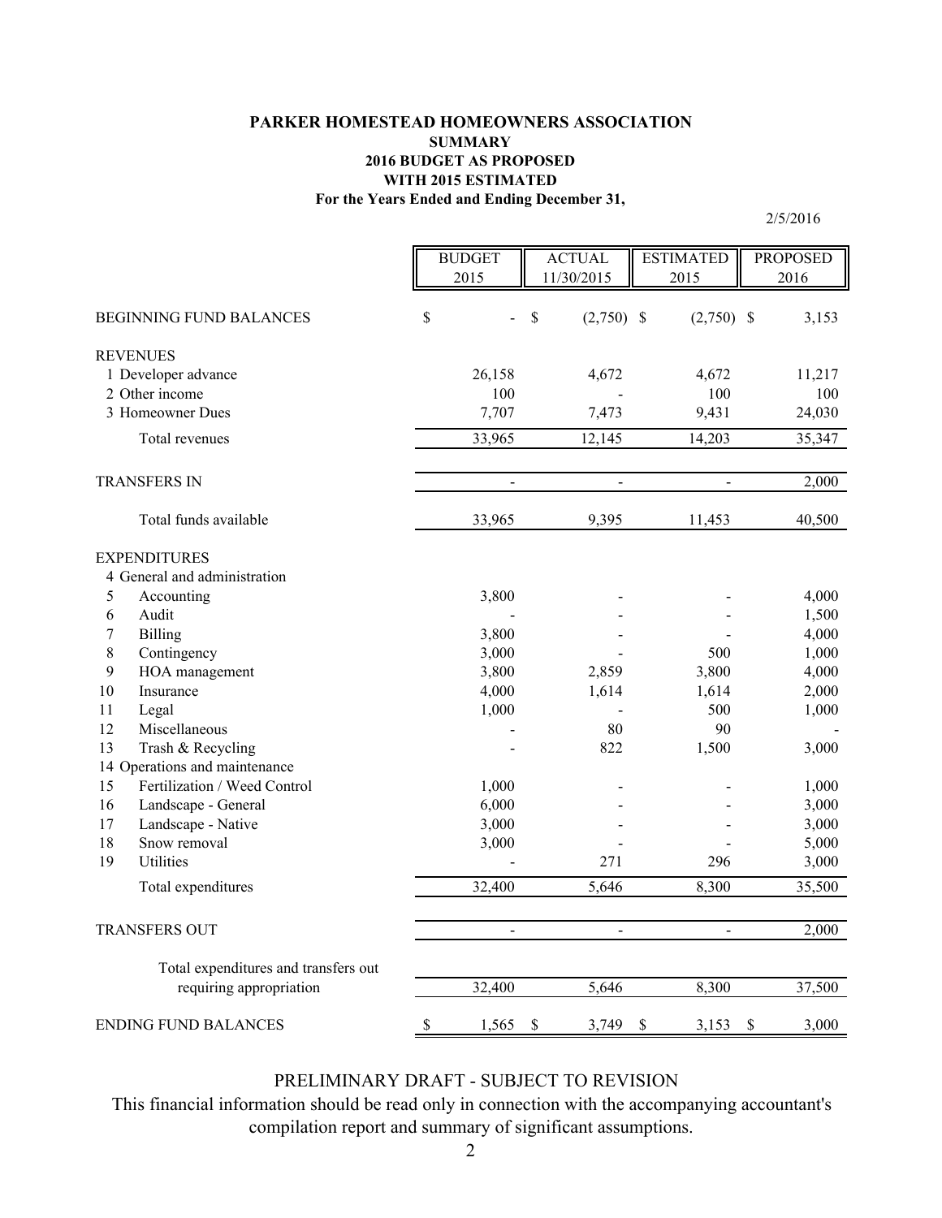**PARKER HOMESTEAD HOMEOWNERS ASSOCIATION**
**SUMMARY**
**2016 BUDGET AS PROPOSED**
**WITH 2015 ESTIMATED**
**For the Years Ended and Ending December 31,**

2/5/2016

| | BUDGET 2015 | ACTUAL 11/30/2015 | ESTIMATED 2015 | PROPOSED 2016 |
|---|---|---|---|---|
| BEGINNING FUND BALANCES | $ - | $ (2,750) | $ (2,750) | $ 3,153 |
| REVENUES | | | | |
| 1 Developer advance | 26,158 | 4,672 | 4,672 | 11,217 |
| 2 Other income | 100 | - | 100 | 100 |
| 3 Homeowner Dues | 7,707 | 7,473 | 9,431 | 24,030 |
| Total revenues | 33,965 | 12,145 | 14,203 | 35,347 |
| TRANSFERS IN | - | - | - | 2,000 |
| Total funds available | 33,965 | 9,395 | 11,453 | 40,500 |
| EXPENDITURES | | | | |
| 4 General and administration | | | | |
| 5 Accounting | 3,800 | - | - | 4,000 |
| 6 Audit | - | - | - | 1,500 |
| 7 Billing | 3,800 | - | - | 4,000 |
| 8 Contingency | 3,000 | - | 500 | 1,000 |
| 9 HOA management | 3,800 | 2,859 | 3,800 | 4,000 |
| 10 Insurance | 4,000 | 1,614 | 1,614 | 2,000 |
| 11 Legal | 1,000 | - | 500 | 1,000 |
| 12 Miscellaneous | - | 80 | 90 | - |
| 13 Trash & Recycling | - | 822 | 1,500 | 3,000 |
| 14 Operations and maintenance | | | | |
| 15 Fertilization / Weed Control | 1,000 | - | - | 1,000 |
| 16 Landscape - General | 6,000 | - | - | 3,000 |
| 17 Landscape - Native | 3,000 | - | - | 3,000 |
| 18 Snow removal | 3,000 | - | - | 5,000 |
| 19 Utilities | - | 271 | 296 | 3,000 |
| Total expenditures | 32,400 | 5,646 | 8,300 | 35,500 |
| TRANSFERS OUT | - | - | - | 2,000 |
| Total expenditures and transfers out requiring appropriation | 32,400 | 5,646 | 8,300 | 37,500 |
| ENDING FUND BALANCES | $ 1,565 | $ 3,749 | $ 3,153 | $ 3,000 |

PRELIMINARY DRAFT - SUBJECT TO REVISION

This financial information should be read only in connection with the accompanying accountant's compilation report and summary of significant assumptions.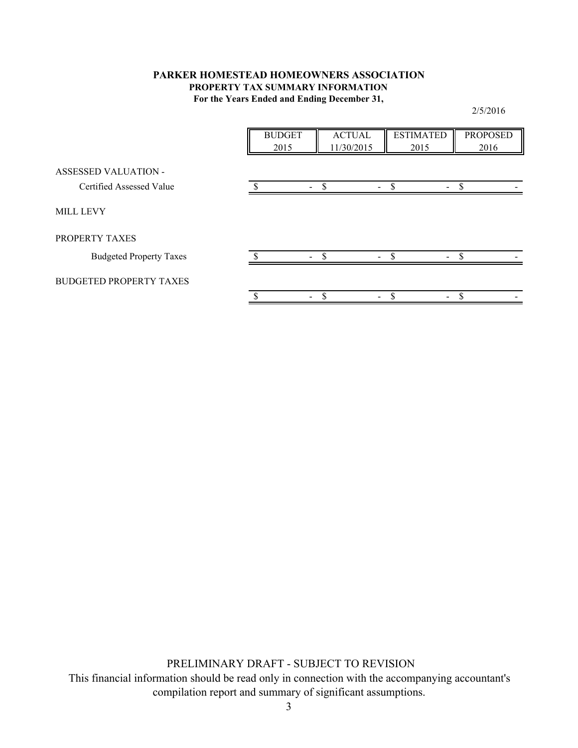**PARKER HOMESTEAD HOMEOWNERS ASSOCIATION**
**PROPERTY TAX SUMMARY INFORMATION**
**For the Years Ended and Ending December 31,**

2/5/2016

| | BUDGET 2015 | ACTUAL 11/30/2015 | ESTIMATED 2015 | PROPOSED 2016 |
|---|---|---|---|---|
| ASSESSED VALUATION - | | | | |
| Certified Assessed Value | $ - | $ - | $ - | $ - |
| MILL LEVY | | | | |
| PROPERTY TAXES | | | | |
| Budgeted Property Taxes | $ - | $ - | $ - | $ - |
| BUDGETED PROPERTY TAXES | | | | |
| | $ - | $ - | $ - | $ - |

PRELIMINARY DRAFT - SUBJECT TO REVISION

This financial information should be read only in connection with the accompanying accountant's compilation report and summary of significant assumptions.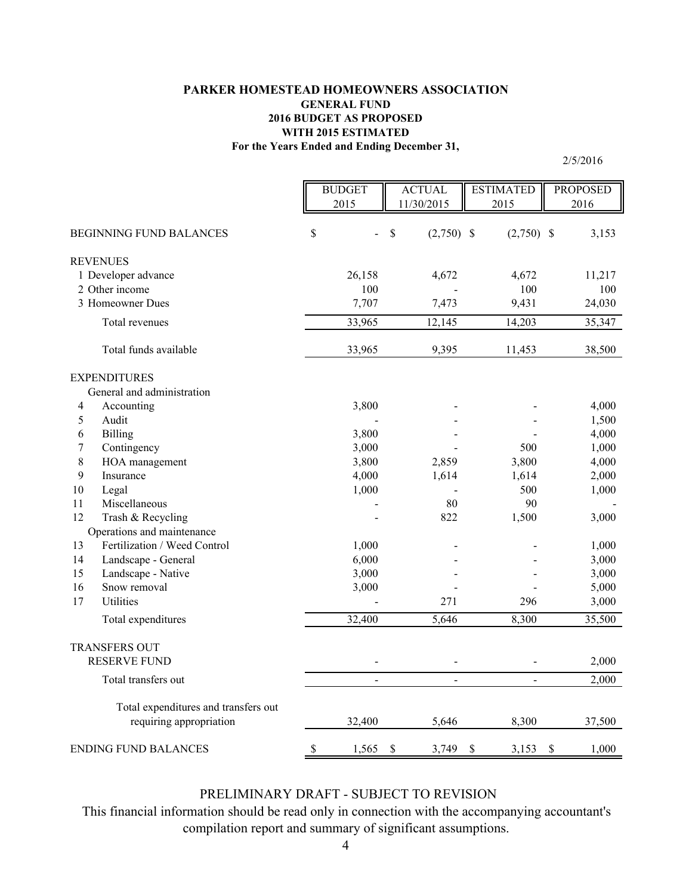**PARKER HOMESTEAD HOMEOWNERS ASSOCIATION**
**GENERAL FUND**
**2016 BUDGET AS PROPOSED**
**WITH 2015 ESTIMATED**
**For the Years Ended and Ending December 31,**

2/5/2016

| | BUDGET 2015 | ACTUAL 11/30/2015 | ESTIMATED 2015 | PROPOSED 2016 |
|---|---|---|---|---|
| BEGINNING FUND BALANCES | $ - | $ (2,750) | $ (2,750) | $ 3,153 |
| REVENUES | | | | |
| 1 Developer advance | 26,158 | 4,672 | 4,672 | 11,217 |
| 2 Other income | 100 | - | 100 | 100 |
| 3 Homeowner Dues | 7,707 | 7,473 | 9,431 | 24,030 |
| Total revenues | 33,965 | 12,145 | 14,203 | 35,347 |
| Total funds available | 33,965 | 9,395 | 11,453 | 38,500 |
| EXPENDITURES | | | | |
| General and administration | | | | |
| 4 Accounting | 3,800 | - | - | 4,000 |
| 5 Audit | - | - | - | 1,500 |
| 6 Billing | 3,800 | - | - | 4,000 |
| 7 Contingency | 3,000 | - | 500 | 1,000 |
| 8 HOA management | 3,800 | 2,859 | 3,800 | 4,000 |
| 9 Insurance | 4,000 | 1,614 | 1,614 | 2,000 |
| 10 Legal | 1,000 | - | 500 | 1,000 |
| 11 Miscellaneous | - | 80 | 90 | - |
| 12 Trash & Recycling | - | 822 | 1,500 | 3,000 |
| Operations and maintenance | | | | |
| 13 Fertilization / Weed Control | 1,000 | - | - | 1,000 |
| 14 Landscape - General | 6,000 | - | - | 3,000 |
| 15 Landscape - Native | 3,000 | - | - | 3,000 |
| 16 Snow removal | 3,000 | - | - | 5,000 |
| 17 Utilities | - | 271 | 296 | 3,000 |
| Total expenditures | 32,400 | 5,646 | 8,300 | 35,500 |
| TRANSFERS OUT | | | | |
| RESERVE FUND | - | - | - | 2,000 |
| Total transfers out | - | - | - | 2,000 |
| Total expenditures and transfers out requiring appropriation | 32,400 | 5,646 | 8,300 | 37,500 |
| ENDING FUND BALANCES | $ 1,565 | $ 3,749 | $ 3,153 | $ 1,000 |

PRELIMINARY DRAFT - SUBJECT TO REVISION

This financial information should be read only in connection with the accompanying accountant's compilation report and summary of significant assumptions.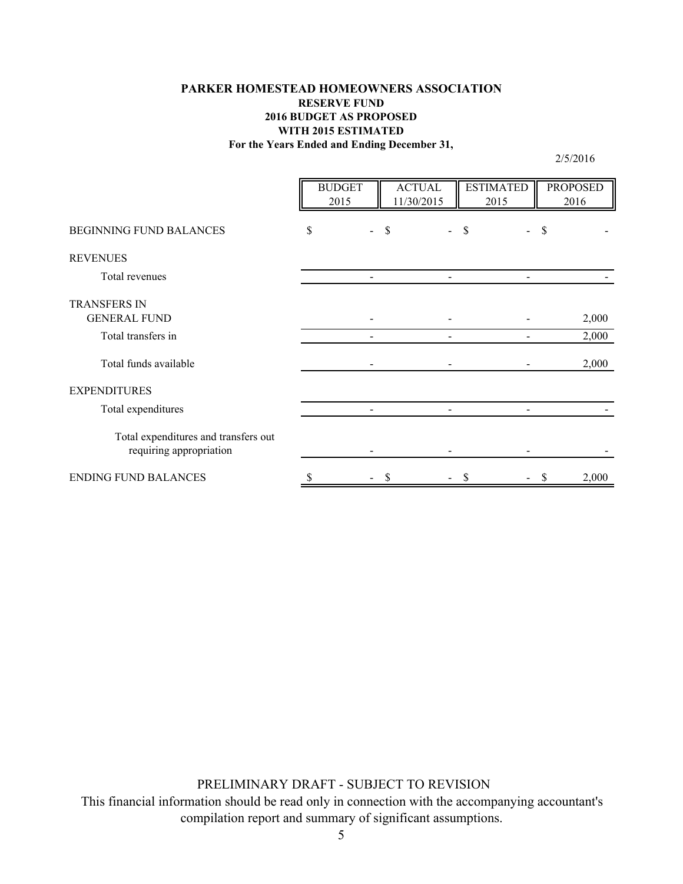**PARKER HOMESTEAD HOMEOWNERS ASSOCIATION**
**RESERVE FUND**
**2016 BUDGET AS PROPOSED**
**WITH 2015 ESTIMATED**
**For the Years Ended and Ending December 31,**

2/5/2016

| | BUDGET 2015 | ACTUAL 11/30/2015 | ESTIMATED 2015 | PROPOSED 2016 |
|---|---|---|---|---|
| BEGINNING FUND BALANCES | $ - | $ - | $ - | $ - |
| REVENUES | | | | |
| Total revenues | - | - | - | - |
| TRANSFERS IN | | | | |
| GENERAL FUND | - | - | - | 2,000 |
| Total transfers in | - | - | - | 2,000 |
| Total funds available | - | - | - | 2,000 |
| EXPENDITURES | | | | |
| Total expenditures | - | - | - | - |
| Total expenditures and transfers out requiring appropriation | - | - | - | - |
| ENDING FUND BALANCES | $ - | $ - | $ - | $ 2,000 |

PRELIMINARY DRAFT - SUBJECT TO REVISION

This financial information should be read only in connection with the accompanying accountant's compilation report and summary of significant assumptions.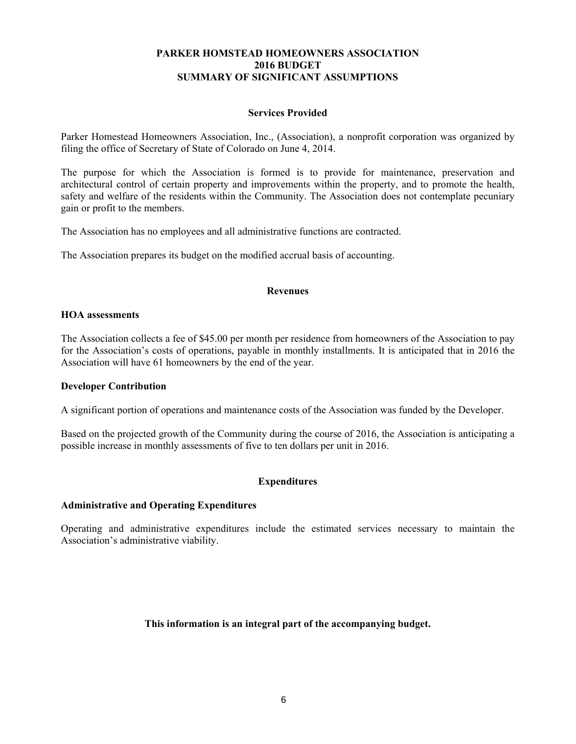# PARKER HOMSTEAD HOMEOWNERS ASSOCIATION
# 2016 BUDGET
# SUMMARY OF SIGNIFICANT ASSUMPTIONS

## Services Provided

Parker Homestead Homeowners Association, Inc., (Association), a nonprofit corporation was organized by filing the office of Secretary of State of Colorado on June 4, 2014.

The purpose for which the Association is formed is to provide for maintenance, preservation and architectural control of certain property and improvements within the property, and to promote the health, safety and welfare of the residents within the Community. The Association does not contemplate pecuniary gain or profit to the members.

The Association has no employees and all administrative functions are contracted.

The Association prepares its budget on the modified accrual basis of accounting.

## Revenues

### HOA assessments

The Association collects a fee of $45.00 per month per residence from homeowners of the Association to pay for the Association's costs of operations, payable in monthly installments. It is anticipated that in 2016 the Association will have 61 homeowners by the end of the year.

### Developer Contribution

A significant portion of operations and maintenance costs of the Association was funded by the Developer.

Based on the projected growth of the Community during the course of 2016, the Association is anticipating a possible increase in monthly assessments of five to ten dollars per unit in 2016.

## Expenditures

### Administrative and Operating Expenditures

Operating and administrative expenditures include the estimated services necessary to maintain the Association's administrative viability.

**This information is an integral part of the accompanying budget.**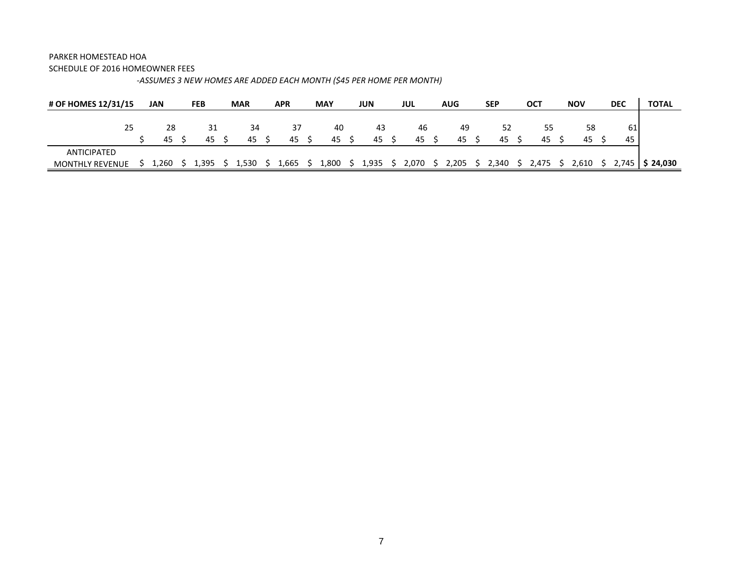PARKER HOMESTEAD HOA

SCHEDULE OF 2016 HOMEOWNER FEES

*-ASSUMES 3 NEW HOMES ARE ADDED EACH MONTH ($45 PER HOME PER MONTH)*

| # OF HOMES 12/31/15 | JAN | FEB | MAR | APR | MAY | JUN | JUL | AUG | SEP | OCT | NOV | DEC | TOTAL |
|---|---|---|---|---|---|---|---|---|---|---|---|---|---|
| 25 | 28 | 31 | 34 | 37 | 40 | 43 | 46 | 49 | 52 | 55 | 58 | 61 | |
| | $ 45 | $ 45 | $ 45 | $ 45 | $ 45 | $ 45 | $ 45 | $ 45 | $ 45 | $ 45 | $ 45 | $ 45 | |
| ANTICIPATED MONTHLY REVENUE | $ 1,260 | $ 1,395 | $ 1,530 | $ 1,665 | $ 1,800 | $ 1,935 | $ 2,070 | $ 2,205 | $ 2,340 | $ 2,475 | $ 2,610 | $ 2,745 | **$ 24,030** |